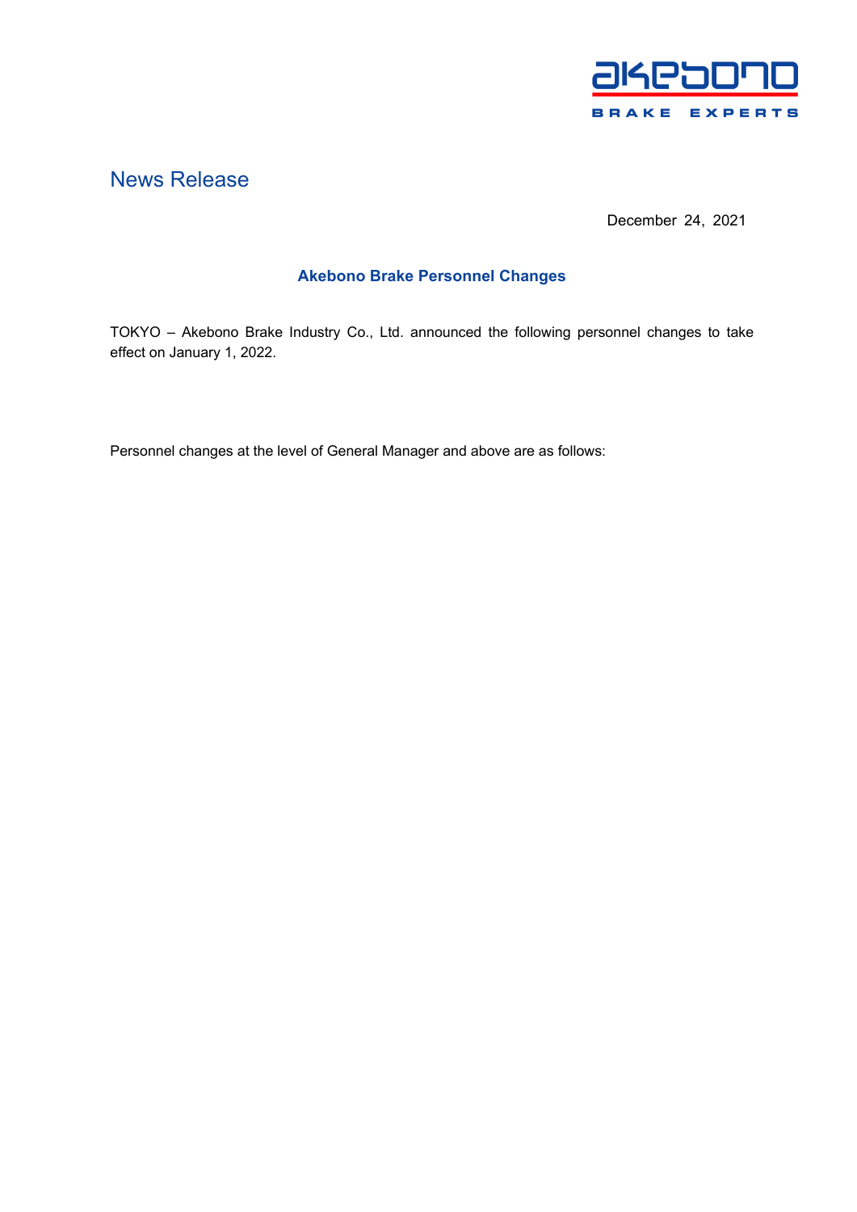akebono

BRAKE EXPERTS

## News Release

December 24, 2021

### Akebono Brake Personnel Changes

TOKYO – Akebono Brake Industry Co., Ltd. announced the following personnel changes to take effect on January 1, 2022.

Personnel changes at the level of General Manager and above are as follows: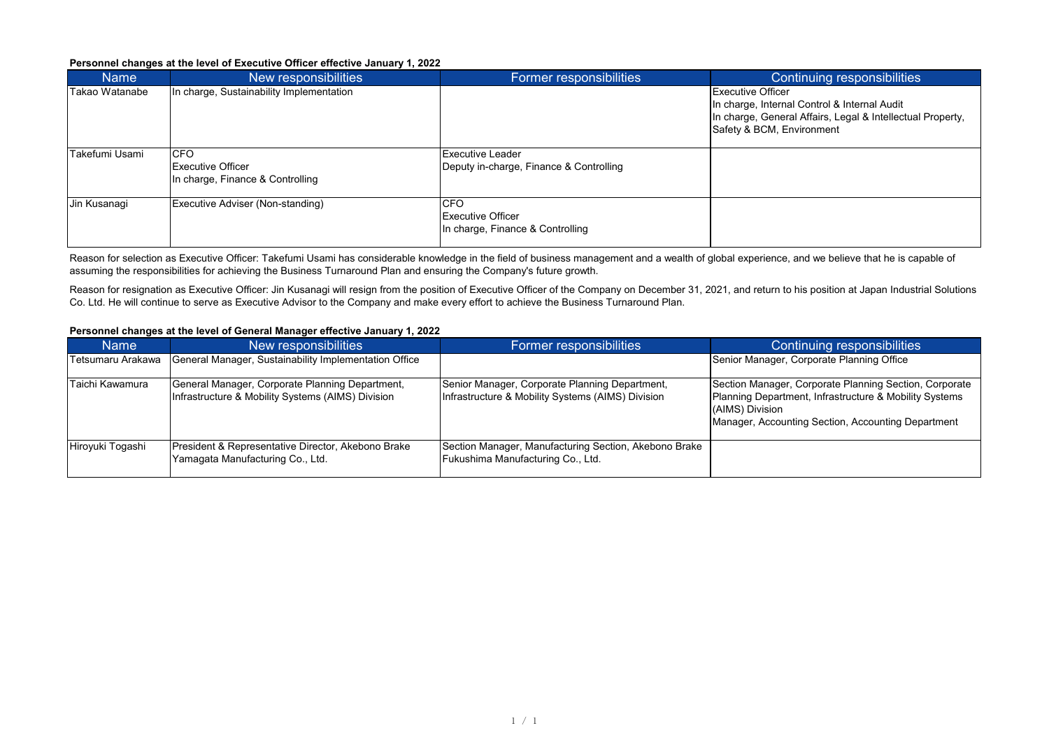**Personnel changes at the level of Executive Officer effective January 1, 2022**

| Name | New responsibilities | Former responsibilities | Continuing responsibilities |
|---|---|---|---|
| Takao Watanabe | In charge, Sustainability Implementation | | Executive Officer<br>In charge, Internal Control & Internal Audit<br>In charge, General Affairs, Legal & Intellectual Property, Safety & BCM, Environment |
| Takefumi Usami | CFO<br>Executive Officer<br>In charge, Finance & Controlling | Executive Leader<br>Deputy in-charge, Finance & Controlling | |
| Jin Kusanagi | Executive Adviser (Non-standing) | CFO<br>Executive Officer<br>In charge, Finance & Controlling | |

Reason for selection as Executive Officer: Takefumi Usami has considerable knowledge in the field of business management and a wealth of global experience, and we believe that he is capable of assuming the responsibilities for achieving the Business Turnaround Plan and ensuring the Company's future growth.

Reason for resignation as Executive Officer: Jin Kusanagi will resign from the position of Executive Officer of the Company on December 31, 2021, and return to his position at Japan Industrial Solutions Co. Ltd. He will continue to serve as Executive Advisor to the Company and make every effort to achieve the Business Turnaround Plan.

**Personnel changes at the level of General Manager effective January 1, 2022**

| Name | New responsibilities | Former responsibilities | Continuing responsibilities |
|---|---|---|---|
| Tetsumaru Arakawa | General Manager, Sustainability Implementation Office | | Senior Manager, Corporate Planning Office |
| Taichi Kawamura | General Manager, Corporate Planning Department, Infrastructure & Mobility Systems (AIMS) Division | Senior Manager, Corporate Planning Department, Infrastructure & Mobility Systems (AIMS) Division | Section Manager, Corporate Planning Section, Corporate Planning Department, Infrastructure & Mobility Systems (AIMS) Division<br>Manager, Accounting Section, Accounting Department |
| Hiroyuki Togashi | President & Representative Director, Akebono Brake Yamagata Manufacturing Co., Ltd. | Section Manager, Manufacturing Section, Akebono Brake Fukushima Manufacturing Co., Ltd. | |